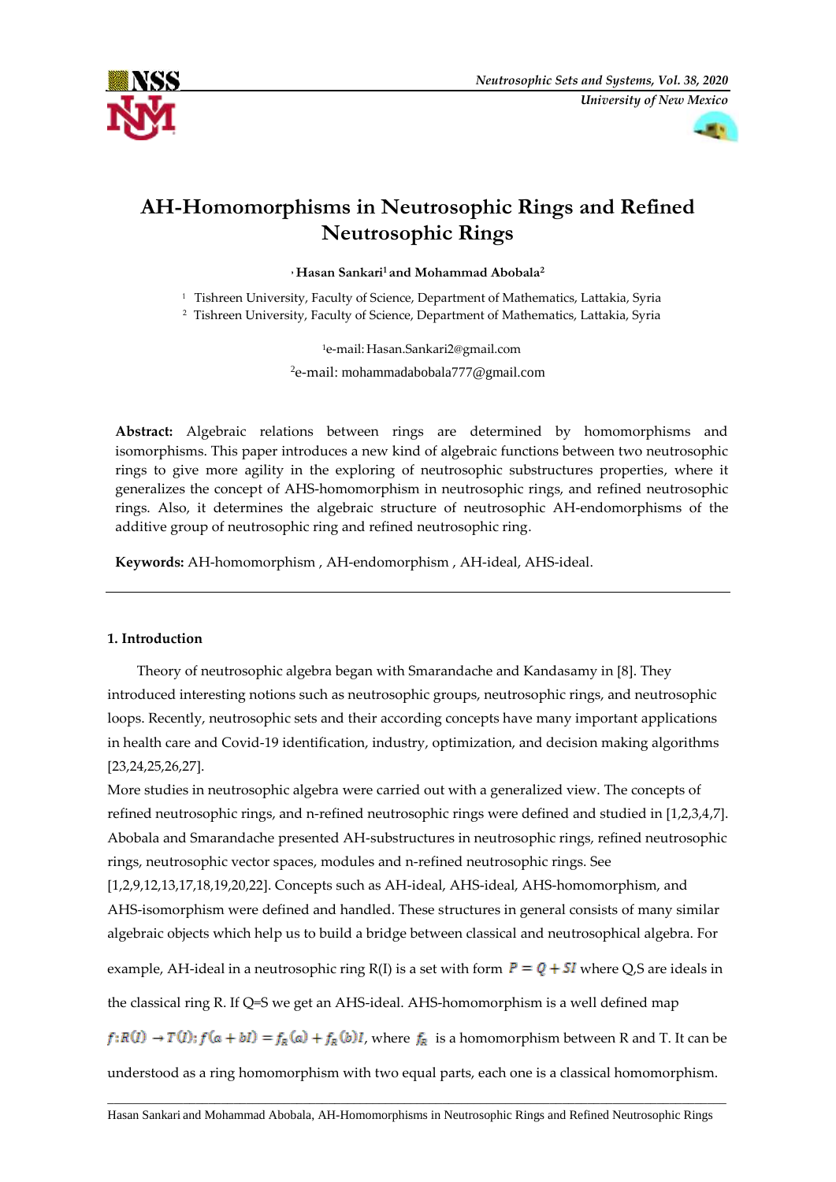# AH-Homomorphisms in Neutrosophic Rings and Refined Neutrosophic Rings

**Hasan Sankari[1] and Mohammad Abobala[2]**

[1] Tishreen University, Faculty of Science, Department of Mathematics, Lattakia, Syria
[2] Tishreen University, Faculty of Science, Department of Mathematics, Lattakia, Syria

[1]e-mail: Hasan.Sankari2@gmail.com

[2]e-mail: mohammadabobala777@gmail.com

**Abstract:** Algebraic relations between rings are determined by homomorphisms and isomorphisms. This paper introduces a new kind of algebraic functions between two neutrosophic rings to give more agility in the exploring of neutrosophic substructures properties, where it generalizes the concept of AHS-homomorphism in neutrosophic rings, and refined neutrosophic rings. Also, it determines the algebraic structure of neutrosophic AH-endomorphisms of the additive group of neutrosophic ring and refined neutrosophic ring.

**Keywords:** AH-homomorphism , AH-endomorphism , AH-ideal, AHS-ideal.

## 1. Introduction

Theory of neutrosophic algebra began with Smarandache and Kandasamy in [8]. They introduced interesting notions such as neutrosophic groups, neutrosophic rings, and neutrosophic loops. Recently, neutrosophic sets and their according concepts have many important applications in health care and Covid-19 identification, industry, optimization, and decision making algorithms [23,24,25,26,27].

More studies in neutrosophic algebra were carried out with a generalized view. The concepts of refined neutrosophic rings, and n-refined neutrosophic rings were defined and studied in [1,2,3,4,7]. Abobala and Smarandache presented AH-substructures in neutrosophic rings, refined neutrosophic rings, neutrosophic vector spaces, modules and n-refined neutrosophic rings. See [1,2,9,12,13,17,18,19,20,22]. Concepts such as AH-ideal, AHS-ideal, AHS-homomorphism, and AHS-isomorphism were defined and handled. These structures in general consists of many similar algebraic objects which help us to build a bridge between classical and neutrosophical algebra. For example, AH-ideal in a neutrosophic ring R(I) is a set with form $P = Q + SI$ where Q,S are ideals in the classical ring R. If Q=S we get an AHS-ideal. AHS-homomorphism is a well defined map $f: R(I) \to T(I); f(a + bI) = f_R(a) + f_R(b)I$, where $f_R$ is a homomorphism between R and T. It can be understood as a ring homomorphism with two equal parts, each one is a classical homomorphism.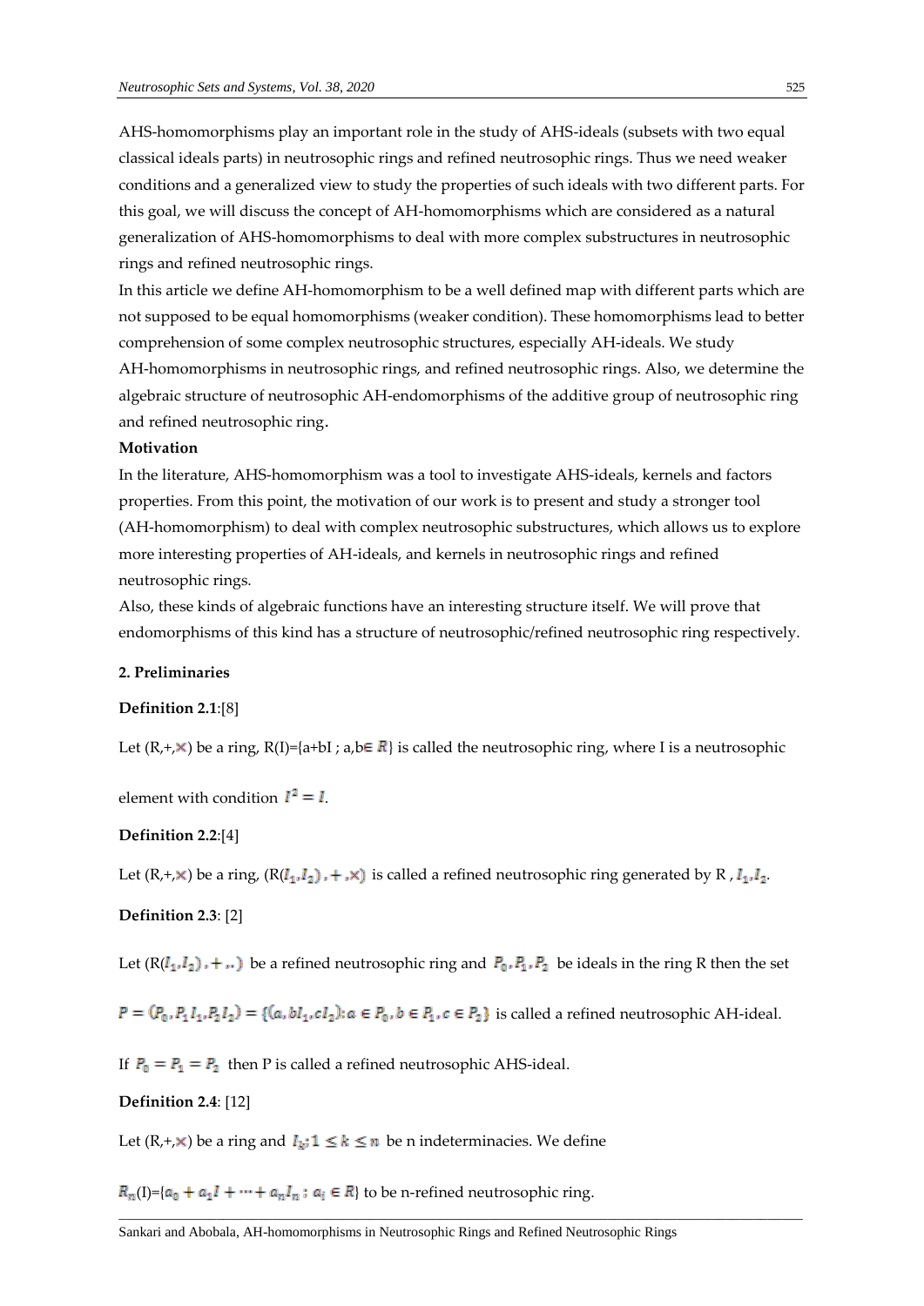AHS-homomorphisms play an important role in the study of AHS-ideals (subsets with two equal classical ideals parts) in neutrosophic rings and refined neutrosophic rings. Thus we need weaker conditions and a generalized view to study the properties of such ideals with two different parts. For this goal, we will discuss the concept of AH-homomorphisms which are considered as a natural generalization of AHS-homomorphisms to deal with more complex substructures in neutrosophic rings and refined neutrosophic rings.

In this article we define AH-homomorphism to be a well defined map with different parts which are not supposed to be equal homomorphisms (weaker condition). These homomorphisms lead to better comprehension of some complex neutrosophic structures, especially AH-ideals. We study AH-homomorphisms in neutrosophic rings, and refined neutrosophic rings. Also, we determine the algebraic structure of neutrosophic AH-endomorphisms of the additive group of neutrosophic ring and refined neutrosophic ring.

**Motivation**

In the literature, AHS-homomorphism was a tool to investigate AHS-ideals, kernels and factors properties. From this point, the motivation of our work is to present and study a stronger tool (AH-homomorphism) to deal with complex neutrosophic substructures, which allows us to explore more interesting properties of AH-ideals, and kernels in neutrosophic rings and refined neutrosophic rings.

Also, these kinds of algebraic functions have an interesting structure itself. We will prove that endomorphisms of this kind has a structure of neutrosophic/refined neutrosophic ring respectively.

## 2. Preliminaries

**Definition 2.1**:[8]

Let $(R,+,\times)$ be a ring, $R(I)=\{a+bI ; a,b\in R\}$ is called the neutrosophic ring, where I is a neutrosophic element with condition $I^2 = I$.

**Definition 2.2**:[4]

Let $(R,+,\times)$ be a ring, $(R(I_1,I_2),+,\times)$ is called a refined neutrosophic ring generated by R , $I_1, I_2$.

**Definition 2.3**: [2]

Let $(R(I_1,I_2),+,.)$ be a refined neutrosophic ring and $P_0, P_1, P_2$ be ideals in the ring R then the set

$P = (P_0, P_1 I_1, P_2 I_2) = \{(a, bI_1, cI_2) : a \in P_0, b \in P_1, c \in P_2\}$ is called a refined neutrosophic AH-ideal.

If $P_0 = P_1 = P_2$ then P is called a refined neutrosophic AHS-ideal.

**Definition 2.4**: [12]

Let $(R,+,\times)$ be a ring and $I_k; 1 \le k \le n$ be n indeterminacies. We define

$R_n(I)=\{a_0 + a_1 I + \cdots + a_n I_n : a_i \in R\}$ to be n-refined neutrosophic ring.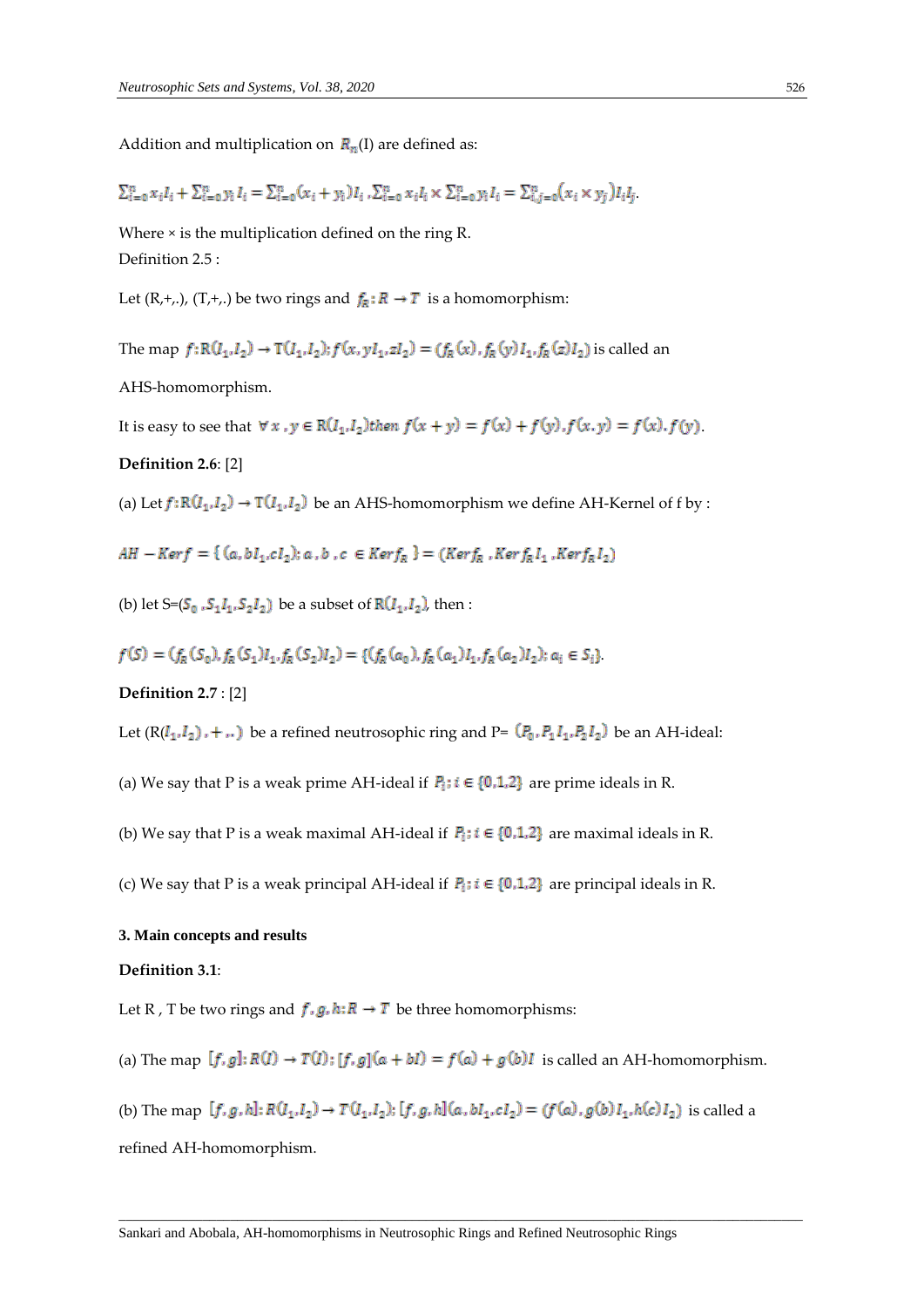Addition and multiplication on $R_n(I)$ are defined as:

$$\sum_{i=0}^{n} x_i I_i + \sum_{i=0}^{n} y_i I_i = \sum_{i=0}^{n} (x_i + y_i) I_i \ , \sum_{i=0}^{n} x_i I_i \times \sum_{i=0}^{n} y_i I_i = \sum_{i,j=0}^{n} (x_i \times y_j) I_i I_j.$$

Where × is the multiplication defined on the ring R.

Definition 2.5 :

Let (R,+,.), (T,+,.) be two rings and $f_R: R \to T$ is a homomorphism:

The map $f: R(I_1, I_2) \to T(I_1, I_2); f(x, yI_1, zI_2) = (f_R(x), f_R(y)I_1, f_R(z)I_2)$ is called an AHS-homomorphism.

It is easy to see that $\forall\, x, y \in R(I_1, I_2)$ *then* $f(x+y) = f(x) + f(y), f(x.y) = f(x).f(y)$.

**Definition 2.6**: [2]

(a) Let $f: R(I_1, I_2) \to T(I_1, I_2)$ be an AHS-homomorphism we define AH-Kernel of f by :

$$AH - Ker f = \{ (a, bI_1, cI_2); a, b, c \in Ker f_R \} = (Ker f_R, Ker f_R I_1, Ker f_R I_2)$$

(b) let $S=(S_0, S_1 I_1, S_2 I_2)$ be a subset of $R(I_1, I_2)$, then :

$$f(S) = (f_R(S_0), f_R(S_1) I_1, f_R(S_2) I_2) = \{ (f_R(a_0), f_R(a_1) I_1, f_R(a_2) I_2); a_i \in S_i \}.$$

**Definition 2.7** : [2]

Let $(R(I_1, I_2), +, .)$ be a refined neutrosophic ring and P= $(P_0, P_1 I_1, P_2 I_2)$ be an AH-ideal:

(a) We say that P is a weak prime AH-ideal if $P_i; i \in \{0,1,2\}$ are prime ideals in R.

(b) We say that P is a weak maximal AH-ideal if $P_i; i \in \{0,1,2\}$ are maximal ideals in R.

(c) We say that P is a weak principal AH-ideal if $P_i; i \in \{0,1,2\}$ are principal ideals in R.

## 3. Main concepts and results

**Definition 3.1**:

Let R , T be two rings and $f, g, h: R \to T$ be three homomorphisms:

(a) The map $[f,g]: R(I) \to T(I); [f,g](a+bI) = f(a) + g(b)I$ is called an AH-homomorphism.

(b) The map $[f,g,h]: R(I_1, I_2) \to T(I_1, I_2); [f,g,h](a, bI_1, cI_2) = (f(a), g(b)I_1, h(c)I_2)$ is called a refined AH-homomorphism.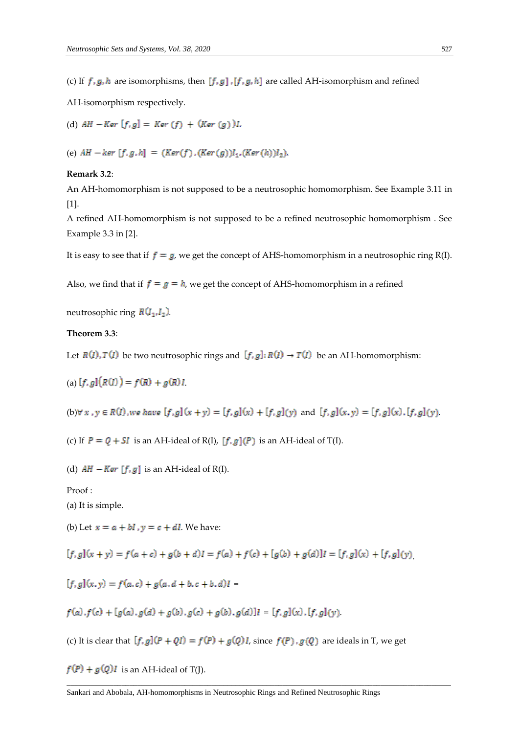(c) If $f, g, h$ are isomorphisms, then $[f, g]$ , $[f, g, h]$ are called AH-isomorphism and refined AH-isomorphism respectively.

(d) $AH - Ker\ [f, g] = Ker\ (f) + (Ker\ (g))I.$

(e) $AH - ker\ [f, g, h] = (Ker(f), (Ker(g))I_1, (Ker(h))I_2).$

**Remark 3.2**:

An AH-homomorphism is not supposed to be a neutrosophic homomorphism. See Example 3.11 in [1].

A refined AH-homomorphism is not supposed to be a refined neutrosophic homomorphism . See Example 3.3 in [2].

It is easy to see that if $f = g$, we get the concept of AHS-homomorphism in a neutrosophic ring R(I).

Also, we find that if $f = g = h$, we get the concept of AHS-homomorphism in a refined neutrosophic ring $R(I_1, I_2)$.

**Theorem 3.3**:

Let $R(I), T(I)$ be two neutrosophic rings and $[f, g]: R(I) \to T(I)$ be an AH-homomorphism:

(a) $[f, g](R(I)) = f(R) + g(R)I.$

(b) $\forall\ x, y \in R(I), we\ have\ [f, g](x + y) = [f, g](x) + [f, g](y)$ and $[f, g](x.y) = [f, g](x).[f, g](y).$

(c) If $P = Q + SI$ is an AH-ideal of R(I), $[f, g](P)$ is an AH-ideal of T(I).

(d) $AH - Ker\ [f, g]$ is an AH-ideal of R(I).

Proof :

(a) It is simple.

(b) Let $x = a + bI, y = c + dI$. We have:

$[f, g](x + y) = f(a + c) + g(b + d)I = f(a) + f(c) + [g(b) + g(d)]I = [f, g](x) + [f, g](y).$

$[f, g](x.y) = f(a.c) + g(a.d + b.c + b.d)I =$

$f(a).f(c) + [g(a).g(d) + g(b).g(c) + g(b).g(d)]I = [f, g](x).[f, g](y).$

(c) It is clear that $[f, g](P + QI) = f(P) + g(Q)I$, since $f(P), g(Q)$ are ideals in T, we get

$f(P) + g(Q)I$ is an AH-ideal of T(J).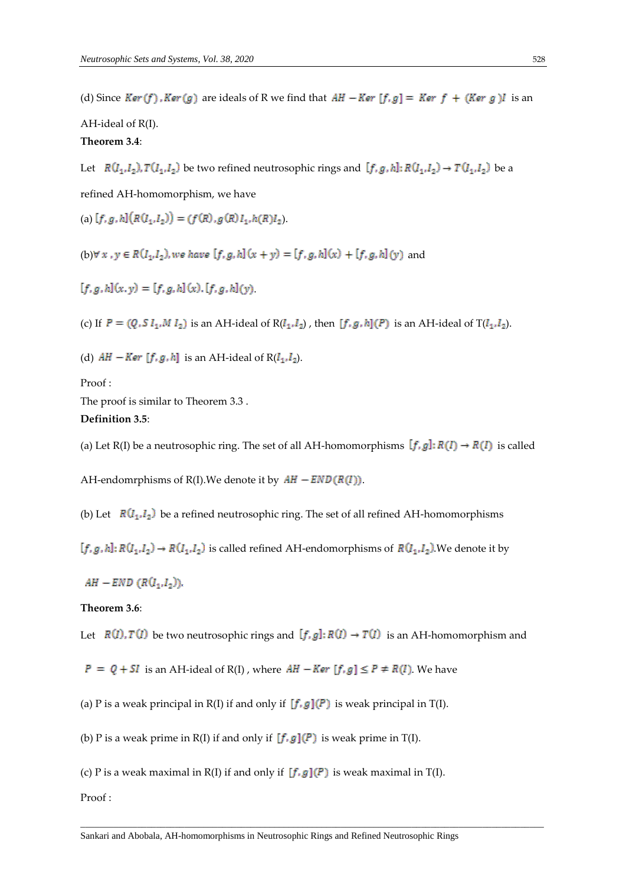(d) Since $Ker(f), Ker(g)$ are ideals of R we find that $AH - Ker\ [f,g] = Ker\ f\ +\ (Ker\ g)I$ is an AH-ideal of R(I).

**Theorem 3.4**:

Let $R(I_1,I_2), T(I_1,I_2)$ be two refined neutrosophic rings and $[f,g,h]: R(I_1,I_2) \to T(I_1,I_2)$ be a refined AH-homomorphism, we have

(a) $[f,g,h]\big(R(I_1,I_2)\big) = (f(R), g(R)I_1, h(R)I_2)$.

(b) $\forall\ x, y \in R(I_1,I_2), we\ have\ [f,g,h](x+y) = [f,g,h](x) + [f,g,h](y)$ and

$[f,g,h](x.y) = [f,g,h](x).[f,g,h](y)$.

(c) If $P = (Q, S\,I_1, M\,I_2)$ is an AH-ideal of R($I_1,I_2$) , then $[f,g,h](P)$ is an AH-ideal of T($I_1,I_2$).

(d) $AH - Ker\ [f,g,h]$ is an AH-ideal of R($I_1,I_2$).

Proof :

The proof is similar to Theorem 3.3 .

**Definition 3.5**:

(a) Let R(I) be a neutrosophic ring. The set of all AH-homomorphisms $[f,g]: R(I) \to R(I)$ is called AH-endomrphisms of R(I).We denote it by $AH - END(R(I))$.

(b) Let $R(I_1,I_2)$ be a refined neutrosophic ring. The set of all refined AH-homomorphisms $[f,g,h]: R(I_1,I_2) \to R(I_1,I_2)$ is called refined AH-endomorphisms of $R(I_1,I_2)$.We denote it by $AH - END\ (R(I_1,I_2))$.

**Theorem 3.6**:

Let $R(I), T(I)$ be two neutrosophic rings and $[f,g]: R(I) \to T(I)$ is an AH-homomorphism and $P\ =\ Q + SI$ is an AH-ideal of R(I) , where $AH - Ker\ [f,g] \le P \ne R(I)$. We have

(a) P is a weak principal in R(I) if and only if $[f,g](P)$ is weak principal in T(I).

(b) P is a weak prime in R(I) if and only if $[f,g](P)$ is weak prime in T(I).

(c) P is a weak maximal in R(I) if and only if $[f,g](P)$ is weak maximal in T(I).

Proof :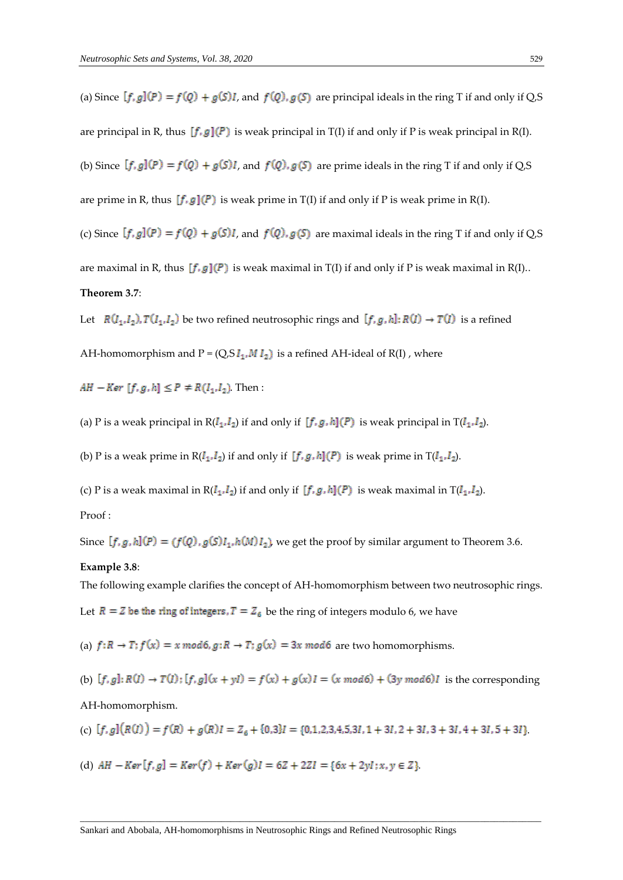(a) Since $[f,g](P) = f(Q) + g(S)I$, and $f(Q), g(S)$ are principal ideals in the ring T if and only if Q,S are principal in R, thus $[f,g](P)$ is weak principal in T(I) if and only if P is weak principal in R(I).

(b) Since $[f,g](P) = f(Q) + g(S)I$, and $f(Q), g(S)$ are prime ideals in the ring T if and only if Q,S are prime in R, thus $[f,g](P)$ is weak prime in T(I) if and only if P is weak prime in R(I).

(c) Since $[f,g](P) = f(Q) + g(S)I$, and $f(Q), g(S)$ are maximal ideals in the ring T if and only if Q,S are maximal in R, thus $[f,g](P)$ is weak maximal in T(I) if and only if P is weak maximal in R(I)..

**Theorem 3.7**:

Let $R(I_1,I_2), T(I_1,I_2)$ be two refined neutrosophic rings and $[f,g,h]: R(I) \to T(I)$ is a refined AH-homomorphism and P = $(Q,S I_1, M I_2)$ is a refined AH-ideal of R(I) , where

$AH - Ker\ [f,g,h] \leq P \neq R(I_1,I_2)$. Then :

(a) P is a weak principal in R($I_1,I_2$) if and only if $[f,g,h](P)$ is weak principal in T($I_1,I_2$).

(b) P is a weak prime in R($I_1,I_2$) if and only if $[f,g,h](P)$ is weak prime in T($I_1,I_2$).

(c) P is a weak maximal in R($I_1,I_2$) if and only if $[f,g,h](P)$ is weak maximal in T($I_1,I_2$).

Proof :

Since $[f,g,h](P) = (f(Q), g(S)I_1, h(M)I_2)$, we get the proof by similar argument to Theorem 3.6.

**Example 3.8**:

The following example clarifies the concept of AH-homomorphism between two neutrosophic rings.

Let $R = Z$ be the ring of integers, $T = Z_6$ be the ring of integers modulo 6, we have

(a) $f: R \to T; f(x) = x\ mod6, g: R \to T; g(x) = 3x\ mod6$ are two homomorphisms.

(b) $[f,g]: R(I) \to T(I): [f,g](x + yI) = f(x) + g(x)I = (x\ mod6) + (3y\ mod6)I$ is the corresponding AH-homomorphism.

(c) $[f,g](R(I)) = f(R) + g(R)I = Z_6 + \{0,3\}I = \{0,1,2,3,4,5,3I,1+3I,2+3I,3+3I,4+3I,5+3I\}$.

(d) $AH - Ker[f,g] = Ker(f) + Ker(g)I = 6Z + 2ZI = \{6x + 2yI; x,y \in Z\}$.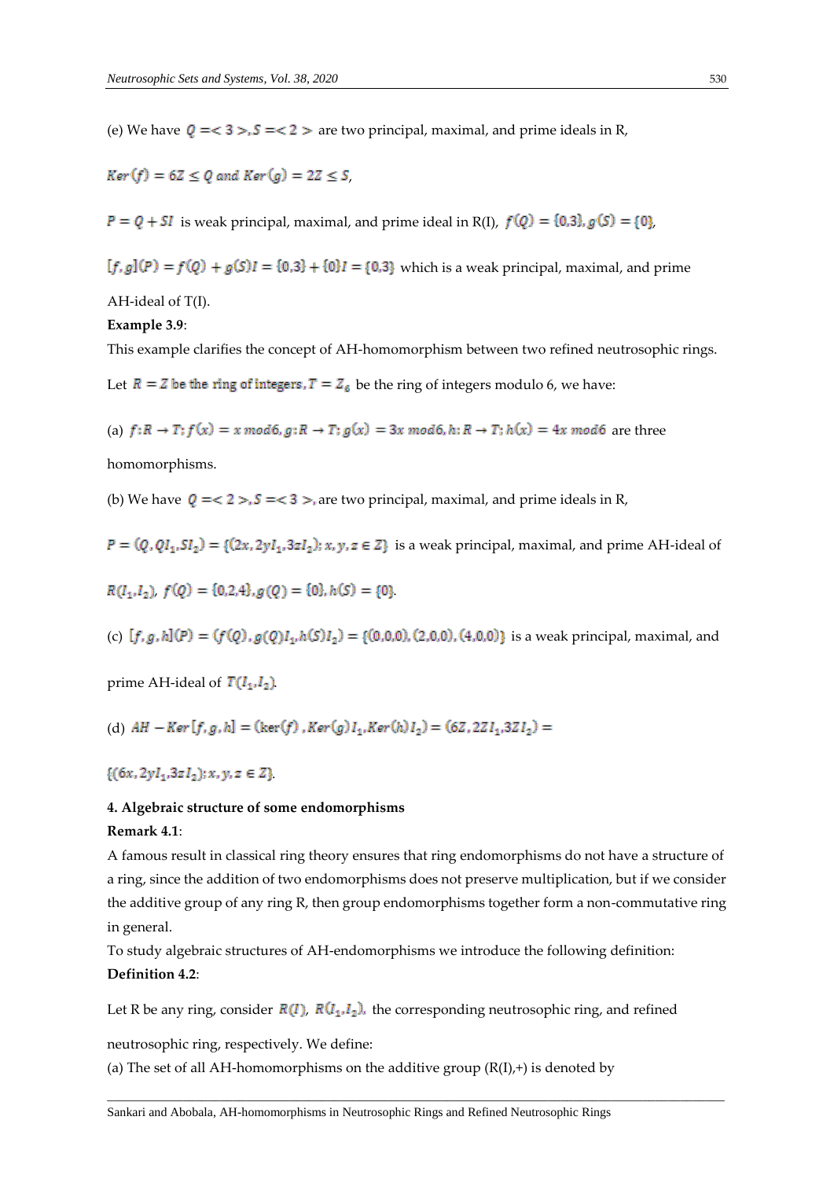(e) We have $Q =< 3 >, S =< 2 >$ are two principal, maximal, and prime ideals in R,

$Ker(f) = 6Z \le Q$ and $Ker(g) = 2Z \le S$,

$P = Q + SI$ is weak principal, maximal, and prime ideal in R(I), $f(Q) = \{0,3\}, g(S) = \{0\}$,

$[f,g](P) = f(Q) + g(S)I = \{0,3\} + \{0\}I = \{0,3\}$ which is a weak principal, maximal, and prime AH-ideal of T(I).

**Example 3.9**:

This example clarifies the concept of AH-homomorphism between two refined neutrosophic rings.

Let $R = Z$ be the ring of integers, $T = Z_6$ be the ring of integers modulo 6, we have:

(a) $f: R \to T; f(x) = x \bmod 6, g: R \to T; g(x) = 3x \bmod 6, h: R \to T; h(x) = 4x \bmod 6$ are three homomorphisms.

(b) We have $Q =< 2 >, S =< 3 >$, are two principal, maximal, and prime ideals in R,

$P = (Q, QI_1, SI_2) = \{(2x, 2yI_1, 3zI_2); x, y, z \in Z\}$ is a weak principal, maximal, and prime AH-ideal of $R(I_1, I_2)$, $f(Q) = \{0,2,4\}, g(Q) = \{0\}, h(S) = \{0\}$.

(c) $[f,g,h](P) = (f(Q), g(Q)I_1, h(S)I_2) = \{(0,0,0), (2,0,0), (4,0,0)\}$ is a weak principal, maximal, and prime AH-ideal of $T(I_1, I_2)$.

(d) $AH - Ker[f,g,h] = (\ker(f), Ker(g)I_1, Ker(h)I_2) = (6Z, 2ZI_1, 3ZI_2) = \{(6x, 2yI_1, 3zI_2); x, y, z \in Z\}$.

**4. Algebraic structure of some endomorphisms**

**Remark 4.1**:

A famous result in classical ring theory ensures that ring endomorphisms do not have a structure of a ring, since the addition of two endomorphisms does not preserve multiplication, but if we consider the additive group of any ring R, then group endomorphisms together form a non-commutative ring in general.

To study algebraic structures of AH-endomorphisms we introduce the following definition:

**Definition 4.2**:

Let R be any ring, consider $R(I)$, $R(I_1, I_2)$, the corresponding neutrosophic ring, and refined neutrosophic ring, respectively. We define:

(a) The set of all AH-homomorphisms on the additive group (R(I),+) is denoted by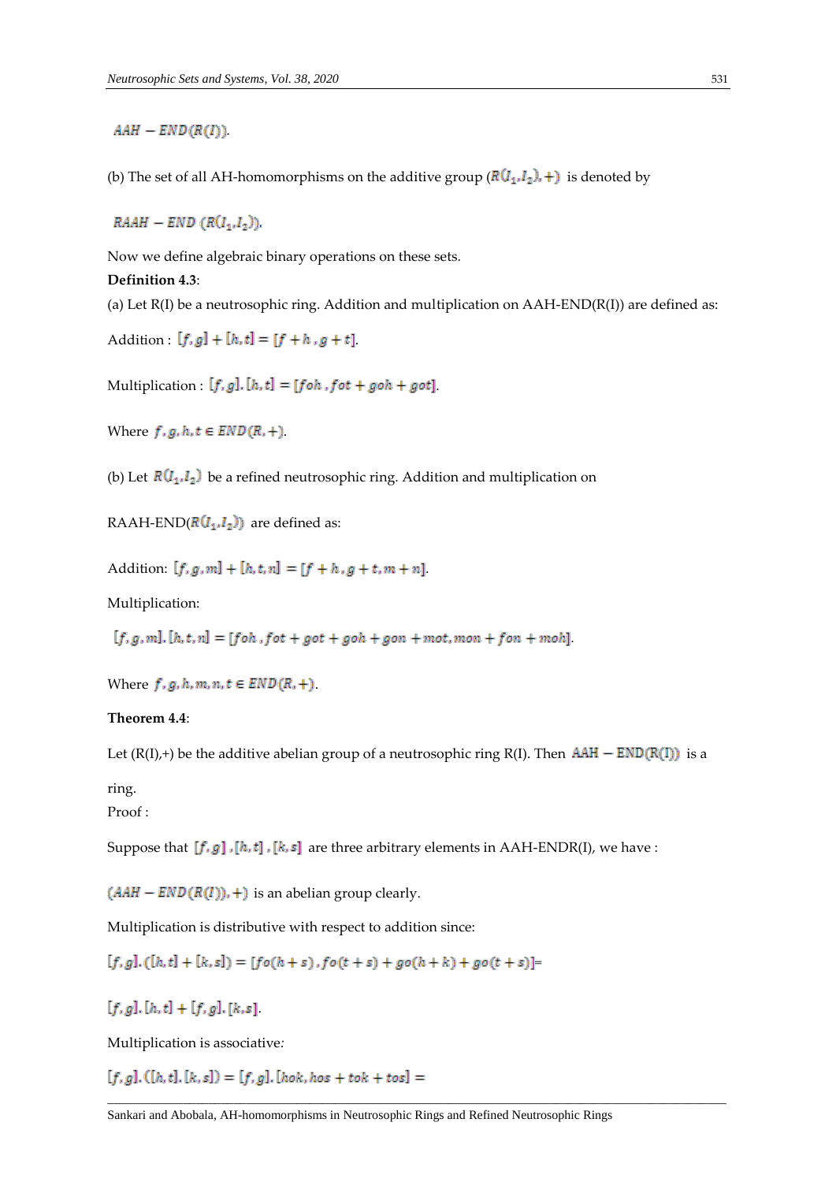$AAH - END(R(I))$.

(b) The set of all AH-homomorphisms on the additive group $(R(I_1, I_2), +)$ is denoted by

$RAAH - END\ (R(I_1, I_2))$.

Now we define algebraic binary operations on these sets.

**Definition 4.3**:

(a) Let R(I) be a neutrosophic ring. Addition and multiplication on AAH-END(R(I)) are defined as:

Addition : $[f, g] + [h, t] = [f + h\ , g + t]$.

Multiplication : $[f, g].[h, t] = [foh\ , fot + goh + got]$.

Where $f, g, h, t \in END(R, +)$.

(b) Let $R(I_1, I_2)$ be a refined neutrosophic ring. Addition and multiplication on

RAAH-END($R(I_1, I_2)$) are defined as:

Addition: $[f, g, m] + [h, t, n] = [f + h\ , g + t, m + n]$.

Multiplication:

$[f, g, m].[h, t, n] = [foh\ , fot + got + goh + gon + mot, mon + fon + moh]$.

Where $f, g, h, m, n, t \in END(R, +)$.

**Theorem 4.4**:

Let (R(I),+) be the additive abelian group of a neutrosophic ring R(I). Then $AAH - END(R(I))$ is a

ring.

Proof :

Suppose that $[f, g]\ , [h, t]\ , [k, s]$ are three arbitrary elements in AAH-ENDR(I), we have :

$(AAH - END(R(I)), +)$ is an abelian group clearly.

Multiplication is distributive with respect to addition since:

$[f, g].([h, t] + [k, s]) = [fo(h + s)\ , fo(t + s) + go(h + k) + go(t + s)]=$

$[f, g].[h, t] + [f, g].[k, s]$.

Multiplication is associative*:*

$[f, g].([h, t].[k, s]) = [f, g].[hok, hos + tok + tos] =$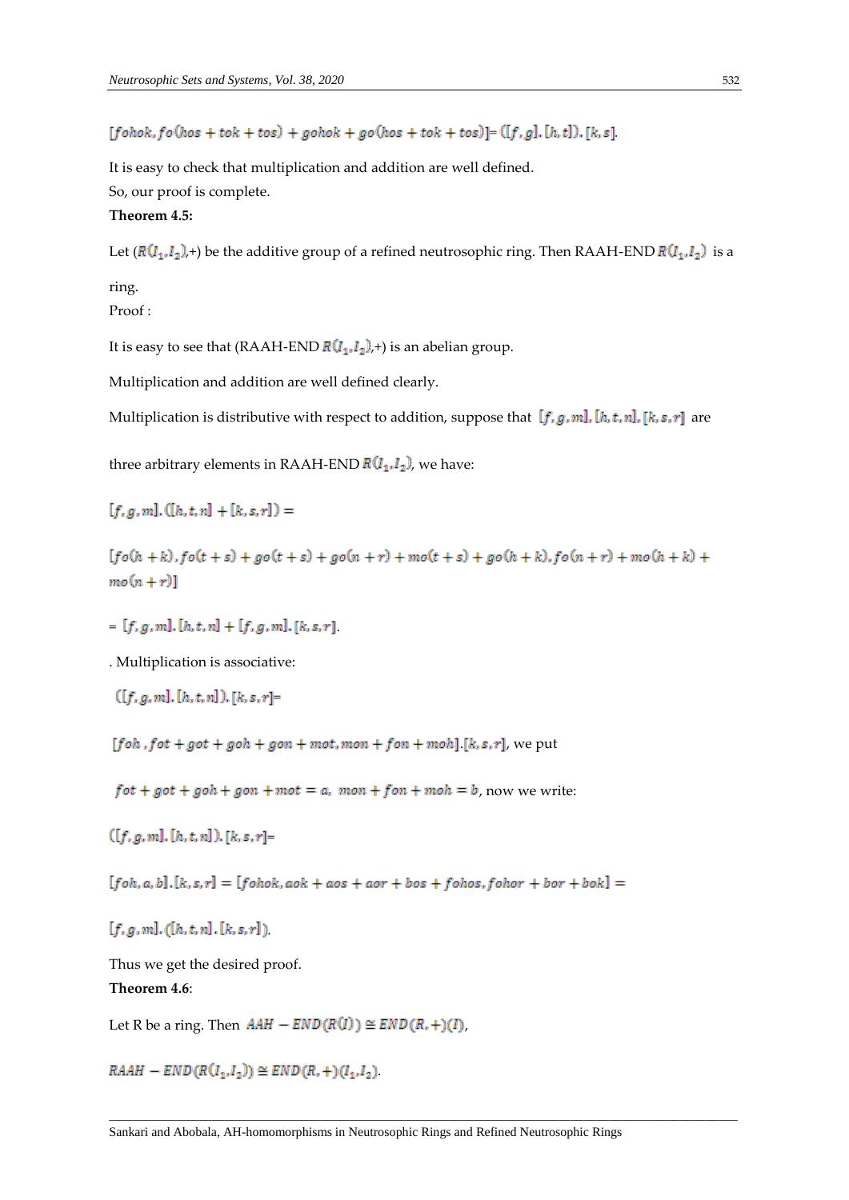$[fohok, fo(hos + tok + tos) + gohok + go(hos + tok + tos)] = ([f, g].[h, t]).[k, s]$.

It is easy to check that multiplication and addition are well defined.

So, our proof is complete.

**Theorem 4.5:**

Let $(R(I_1, I_2), +)$ be the additive group of a refined neutrosophic ring. Then RAAH-END $R(I_1, I_2)$ is a ring.

Proof :

It is easy to see that (RAAH-END $R(I_1, I_2)$,+) is an abelian group.

Multiplication and addition are well defined clearly.

Multiplication is distributive with respect to addition, suppose that $[f, g, m], [h, t, n], [k, s, r]$ are three arbitrary elements in RAAH-END $R(I_1, I_2)$, we have:

$[f, g, m].([h, t, n] + [k, s, r]) =$

$[fo(h + k), fo(t + s) + go(t + s) + go(n + r) + mo(t + s) + go(h + k), fo(n + r) + mo(h + k) + mo(n + r)]$

$= [f, g, m].[h, t, n] + [f, g, m].[k, s, r]$.

. Multiplication is associative:

$([f, g, m].[h, t, n]).[k, s, r] =$

$[foh, fot + got + goh + gon + mot, mon + fon + moh].[k, s, r]$, we put

$fot + got + goh + gon + mot = a, \; mon + fon + moh = b$, now we write:

$([f, g, m].[h, t, n]).[k, s, r] =$

$[foh, a, b].[k, s, r] = [fohok, aok + aos + aor + bos + fohos, fohor + bor + bok] =$

$[f, g, m].([h, t, n].[k, s, r])$.

Thus we get the desired proof.

**Theorem 4.6**:

Let R be a ring. Then $AAH - END(R(I)) \cong END(R, +)(I)$,

$RAAH - END(R(I_1, I_2)) \cong END(R, +)(I_1, I_2)$.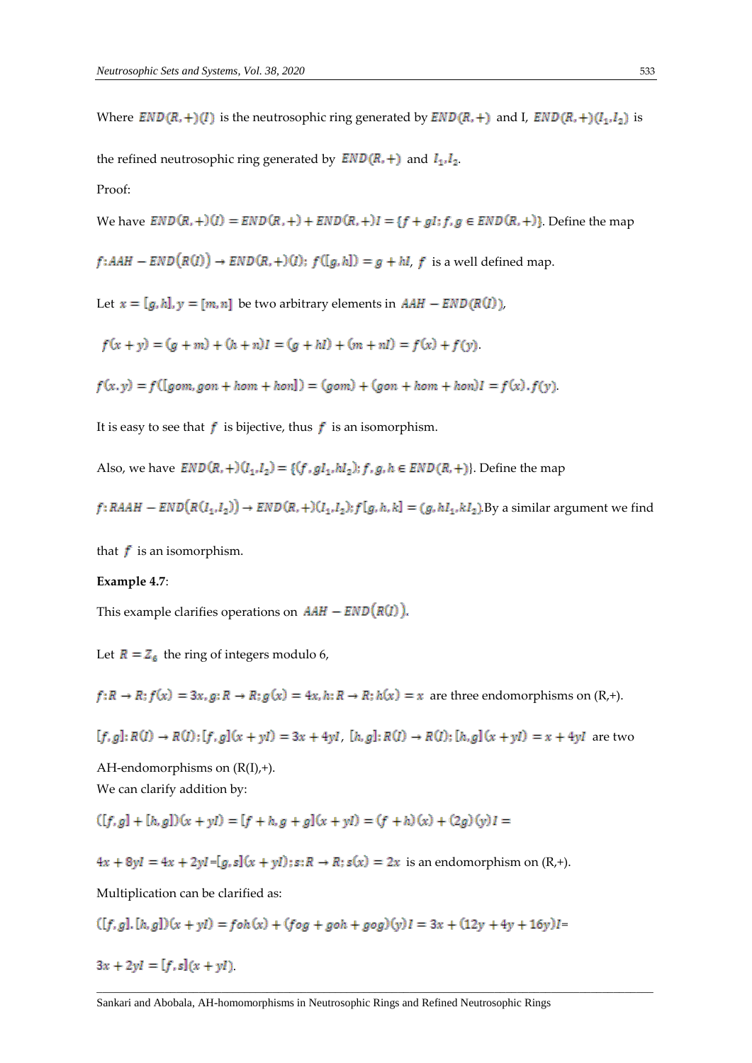Where $END(R,+)(I)$ is the neutrosophic ring generated by $END(R,+)$ and I, $END(R,+)(I_1,I_2)$ is the refined neutrosophic ring generated by $END(R,+)$ and $I_1,I_2$.

Proof:

We have $END(R,+)(I) = END(R,+) + END(R,+)I = \{f + gI; f,g \in END(R,+)\}$. Define the map $f: AAH - END\big(R(I)\big) \to END(R,+)(I);\ f([g,h]) = g + hI$, $f$ is a well defined map.

Let $x = [g,h], y = [m,n]$ be two arbitrary elements in $AAH - END(R(I))$,

$f(x+y) = (g+m) + (h+n)I = (g + hI) + (m + nI) = f(x) + f(y)$.

$f(x.y) = f([gom, gon + hom + hon]) = (gom) + (gon + hom + hon)I = f(x).f(y)$.

It is easy to see that $f$ is bijective, thus $f$ is an isomorphism.

Also, we have $END(R,+)(I_1,I_2) = \{(f, gI_1, hI_2); f,g,h \in END(R,+)\}$. Define the map $f: RAAH - END\big(R(I_1,I_2)\big) \to END(R,+)(I_1,I_2); f[g,h,k] = (g, hI_1, kI_2)$.By a similar argument we find that $f$ is an isomorphism.

**Example 4.7**:

This example clarifies operations on $AAH - END\big(R(I)\big)$.

Let $R = Z_6$ the ring of integers modulo 6,

$f: R \to R; f(x) = 3x, g: R \to R; g(x) = 4x, h: R \to R; h(x) = x$ are three endomorphisms on (R,+).

$[f,g]: R(I) \to R(I); [f,g](x + yI) = 3x + 4yI$, $[h,g]: R(I) \to R(I); [h,g](x + yI) = x + 4yI$ are two AH-endomorphisms on (R(I),+).

We can clarify addition by:

$([f,g] + [h,g])(x + yI) = [f + h, g + g](x + yI) = (f + h)(x) + (2g)(y)I =$

$4x + 8yI = 4x + 2yI = [g,s](x + yI); s: R \to R; s(x) = 2x$ is an endomorphism on (R,+).

Multiplication can be clarified as:

$([f,g].[h,g])(x + yI) = foh(x) + (fog + goh + gog)(y)I = 3x + (12y + 4y + 16y)I =$

$3x + 2yI = [f,s](x + yI)$.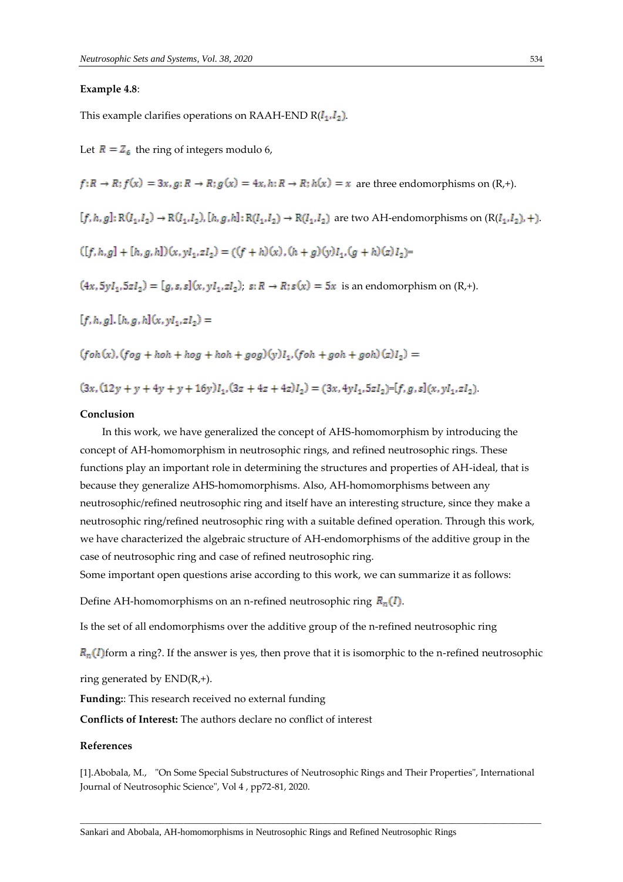**Example 4.8**:

This example clarifies operations on RAAH-END $R(I_1, I_2)$.

Let $R = Z_6$ the ring of integers modulo 6,

$f: R \to R; f(x) = 3x, g: R \to R; g(x) = 4x, h: R \to R; h(x) = x$ are three endomorphisms on (R,+).

$[f, h, g]: R(I_1, I_2) \to R(I_1, I_2), [h, g, h]: R(I_1, I_2) \to R(I_1, I_2)$ are two AH-endomorphisms on $(R(I_1, I_2), +)$.

$([f, h, g] + [h, g, h])(x, yI_1, zI_2) = ((f + h)(x), (h + g)(y)I_1, (g + h)(z)I_2)$=

$(4x, 5yI_1, 5zI_2) = [g, s, s](x, yI_1, zI_2)$; $s: R \to R; s(x) = 5x$ is an endomorphism on (R,+).

$[f, h, g].[h, g, h](x, yI_1, zI_2) =$

$(foh(x), (fog + hoh + hog + hoh + gog)(y)I_1, (foh + goh + goh)(z)I_2) =$

$(3x, (12y + y + 4y + y + 16y)I_1, (3z + 4z + 4z)I_2) = (3x, 4yI_1, 5zI_2)$=$[f, g, s](x, yI_1, zI_2)$.

**Conclusion**

In this work, we have generalized the concept of AHS-homomorphism by introducing the concept of AH-homomorphism in neutrosophic rings, and refined neutrosophic rings. These functions play an important role in determining the structures and properties of AH-ideal, that is because they generalize AHS-homomorphisms. Also, AH-homomorphisms between any neutrosophic/refined neutrosophic ring and itself have an interesting structure, since they make a neutrosophic ring/refined neutrosophic ring with a suitable defined operation. Through this work, we have characterized the algebraic structure of AH-endomorphisms of the additive group in the case of neutrosophic ring and case of refined neutrosophic ring.

Some important open questions arise according to this work, we can summarize it as follows:

Define AH-homomorphisms on an n-refined neutrosophic ring $R_n(I)$.

Is the set of all endomorphisms over the additive group of the n-refined neutrosophic ring $R_n(I)$form a ring?. If the answer is yes, then prove that it is isomorphic to the n-refined neutrosophic ring generated by END(R,+).

**Funding:**: This research received no external funding

**Conflicts of Interest:** The authors declare no conflict of interest

**References**

[1].Abobala, M., "On Some Special Substructures of Neutrosophic Rings and Their Properties", International Journal of Neutrosophic Science", Vol 4 , pp72-81, 2020.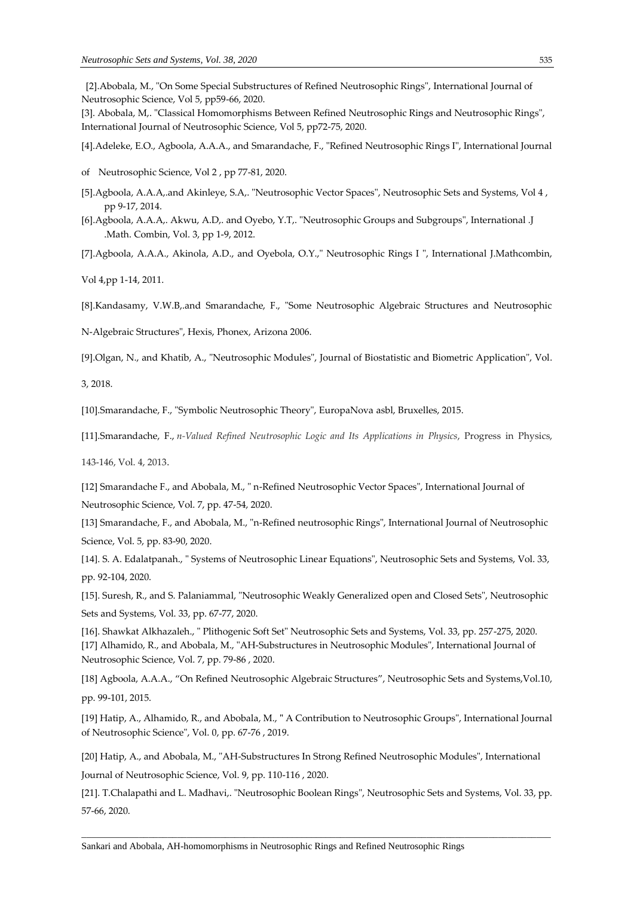[2].Abobala, M., "On Some Special Substructures of Refined Neutrosophic Rings", International Journal of Neutrosophic Science, Vol 5, pp59-66, 2020.

[3]. Abobala, M,. "Classical Homomorphisms Between Refined Neutrosophic Rings and Neutrosophic Rings", International Journal of Neutrosophic Science, Vol 5, pp72-75, 2020.

[4].Adeleke, E.O., Agboola, A.A.A., and Smarandache, F., "Refined Neutrosophic Rings I", International Journal of Neutrosophic Science, Vol 2 , pp 77-81, 2020.

[5].Agboola, A.A.A,.and Akinleye, S.A,. "Neutrosophic Vector Spaces", Neutrosophic Sets and Systems, Vol 4 , pp 9-17, 2014.

[6].Agboola, A.A.A,. Akwu, A.D,. and Oyebo, Y.T,. "Neutrosophic Groups and Subgroups", International .J .Math. Combin, Vol. 3, pp 1-9, 2012.

[7].Agboola, A.A.A., Akinola, A.D., and Oyebola, O.Y.," Neutrosophic Rings I ", International J.Mathcombin, Vol 4,pp 1-14, 2011.

[8].Kandasamy, V.W.B,.and Smarandache, F., "Some Neutrosophic Algebraic Structures and Neutrosophic N-Algebraic Structures", Hexis, Phonex, Arizona 2006.

[9].Olgan, N., and Khatib, A., "Neutrosophic Modules", Journal of Biostatistic and Biometric Application", Vol. 3, 2018.

[10].Smarandache, F., "Symbolic Neutrosophic Theory", EuropaNova asbl, Bruxelles, 2015.

[11].Smarandache, F., *n-Valued Refined Neutrosophic Logic and Its Applications in Physics*, Progress in Physics, 143-146, Vol. 4, 2013.

[12] Smarandache F., and Abobala, M., " n-Refined Neutrosophic Vector Spaces", International Journal of Neutrosophic Science, Vol. 7, pp. 47-54, 2020.

[13] Smarandache, F., and Abobala, M., "n-Refined neutrosophic Rings", International Journal of Neutrosophic Science, Vol. 5, pp. 83-90, 2020.

[14]. S. A. Edalatpanah., " Systems of Neutrosophic Linear Equations", Neutrosophic Sets and Systems, Vol. 33, pp. 92-104, 2020.

[15]. Suresh, R., and S. Palaniammal, "Neutrosophic Weakly Generalized open and Closed Sets", Neutrosophic Sets and Systems, Vol. 33, pp. 67-77, 2020.

[16]. Shawkat Alkhazaleh., " Plithogenic Soft Set" Neutrosophic Sets and Systems, Vol. 33, pp. 257-275, 2020.

[17] Alhamido, R., and Abobala, M., "AH-Substructures in Neutrosophic Modules", International Journal of Neutrosophic Science, Vol. 7, pp. 79-86 , 2020.

[18] Agboola, A.A.A., "On Refined Neutrosophic Algebraic Structures", Neutrosophic Sets and Systems,Vol.10, pp. 99-101, 2015.

[19] Hatip, A., Alhamido, R., and Abobala, M., " A Contribution to Neutrosophic Groups", International Journal of Neutrosophic Science", Vol. 0, pp. 67-76 , 2019.

[20] Hatip, A., and Abobala, M., "AH-Substructures In Strong Refined Neutrosophic Modules", International Journal of Neutrosophic Science, Vol. 9, pp. 110-116 , 2020.

[21]. T.Chalapathi and L. Madhavi,. "Neutrosophic Boolean Rings", Neutrosophic Sets and Systems, Vol. 33, pp. 57-66, 2020.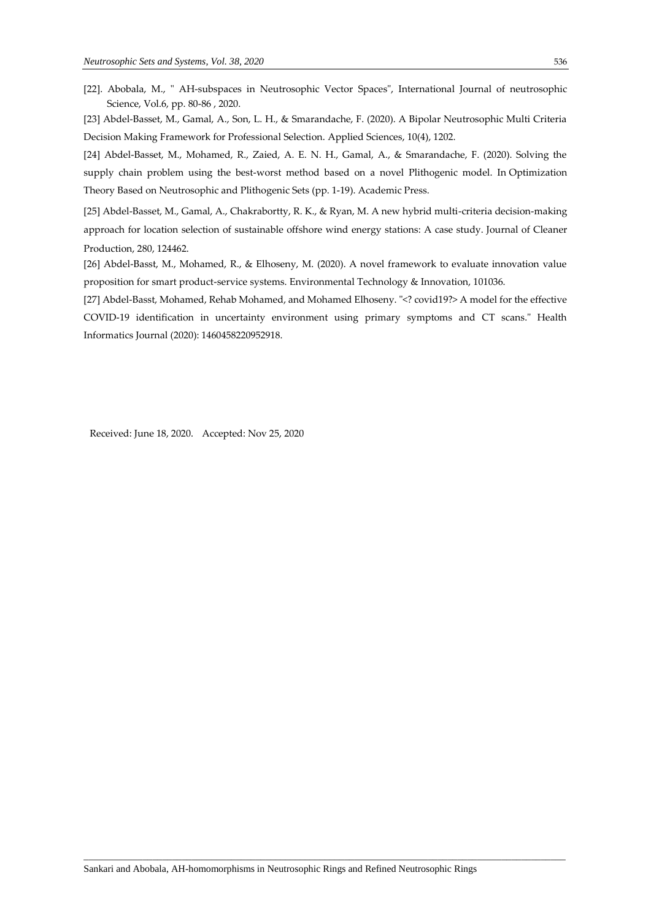[22]. Abobala, M., " AH-subspaces in Neutrosophic Vector Spaces", International Journal of neutrosophic Science, Vol.6, pp. 80-86 , 2020.

[23] Abdel-Basset, M., Gamal, A., Son, L. H., & Smarandache, F. (2020). A Bipolar Neutrosophic Multi Criteria Decision Making Framework for Professional Selection. Applied Sciences, 10(4), 1202.

[24] Abdel-Basset, M., Mohamed, R., Zaied, A. E. N. H., Gamal, A., & Smarandache, F. (2020). Solving the supply chain problem using the best-worst method based on a novel Plithogenic model. In Optimization Theory Based on Neutrosophic and Plithogenic Sets (pp. 1-19). Academic Press.

[25] Abdel-Basset, M., Gamal, A., Chakrabortty, R. K., & Ryan, M. A new hybrid multi-criteria decision-making approach for location selection of sustainable offshore wind energy stations: A case study. Journal of Cleaner Production, 280, 124462.

[26] Abdel-Basst, M., Mohamed, R., & Elhoseny, M. (2020). A novel framework to evaluate innovation value proposition for smart product-service systems. Environmental Technology & Innovation, 101036.

[27] Abdel-Basst, Mohamed, Rehab Mohamed, and Mohamed Elhoseny. "<? covid19?> A model for the effective COVID-19 identification in uncertainty environment using primary symptoms and CT scans." Health Informatics Journal (2020): 1460458220952918.

Received: June 18, 2020. Accepted: Nov 25, 2020